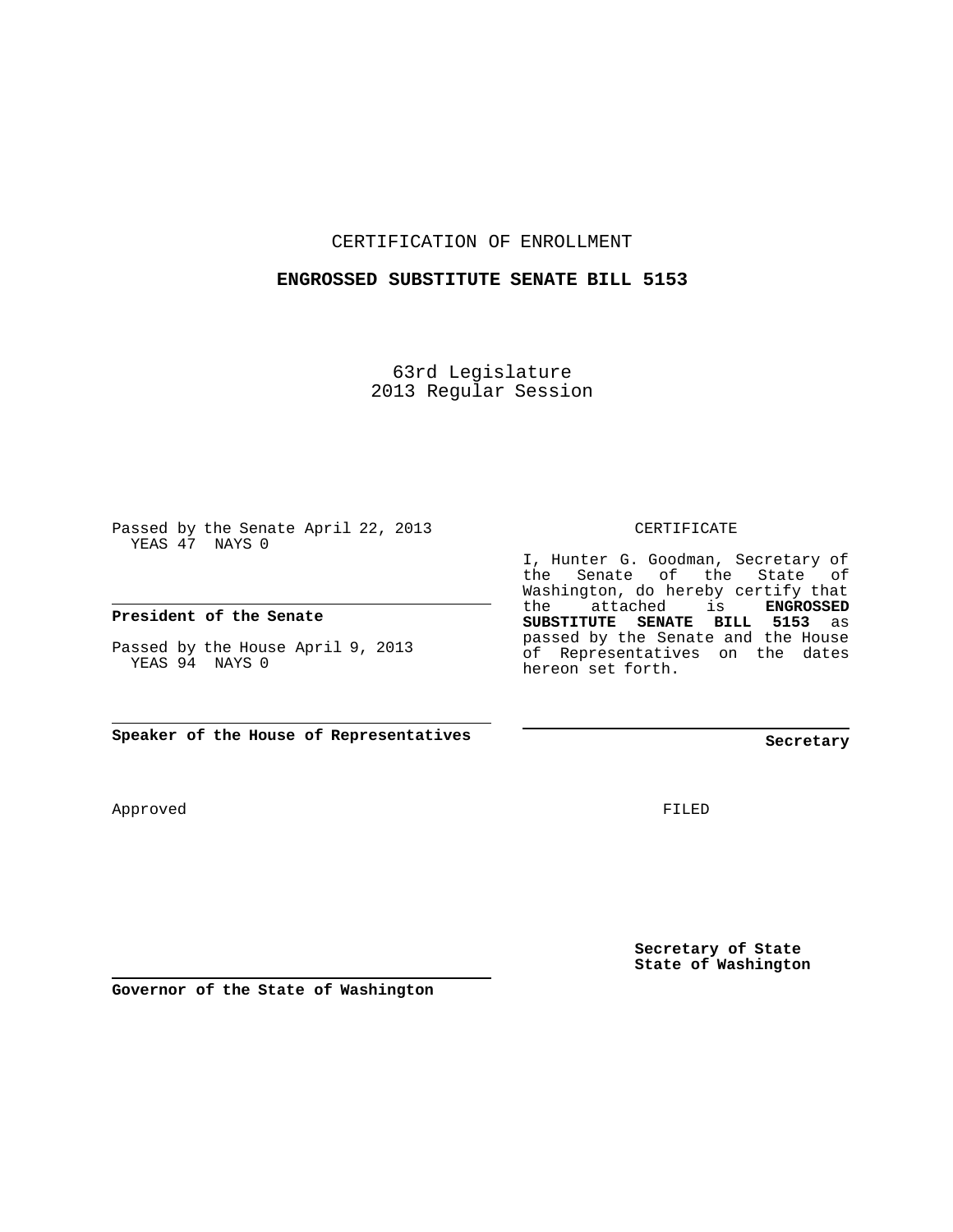CERTIFICATION OF ENROLLMENT

**ENGROSSED SUBSTITUTE SENATE BILL 5153**

63rd Legislature
2013 Regular Session

Passed by the Senate April 22, 2013
YEAS 47 NAYS 0

**President of the Senate**

Passed by the House April 9, 2013
YEAS 94 NAYS 0

**Speaker of the House of Representatives**

Approved

**Governor of the State of Washington**

CERTIFICATE

I, Hunter G. Goodman, Secretary of the Senate of the State of Washington, do hereby certify that the attached is **ENGROSSED SUBSTITUTE SENATE BILL 5153** as passed by the Senate and the House of Representatives on the dates hereon set forth.

**Secretary**

FILED

**Secretary of State**
**State of Washington**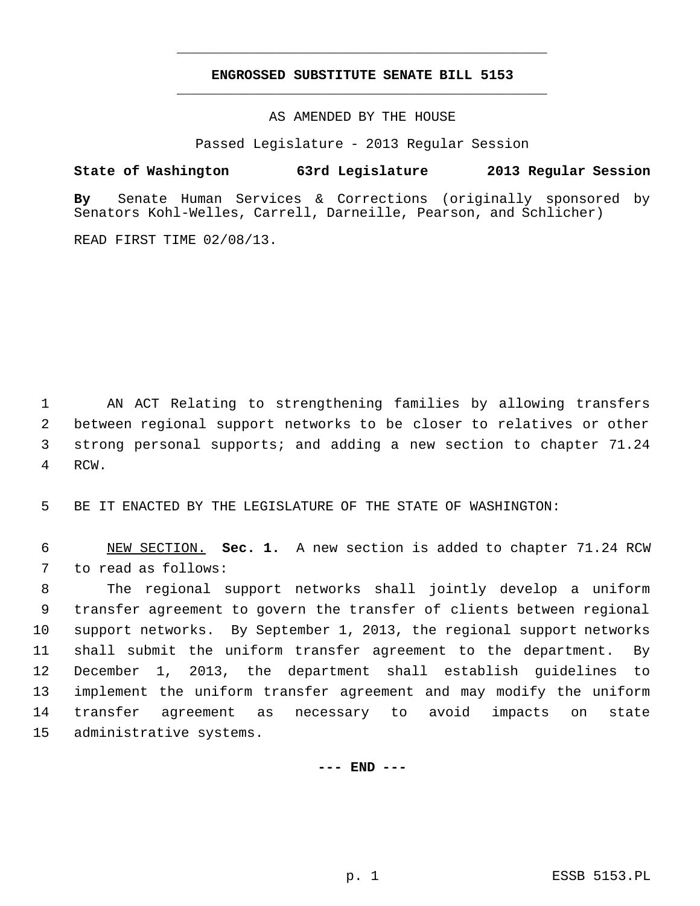**ENGROSSED SUBSTITUTE SENATE BILL 5153**

AS AMENDED BY THE HOUSE

Passed Legislature - 2013 Regular Session

**State of Washington 63rd Legislature 2013 Regular Session**

**By** Senate Human Services & Corrections (originally sponsored by Senators Kohl-Welles, Carrell, Darneille, Pearson, and Schlicher)

READ FIRST TIME 02/08/13.

AN ACT Relating to strengthening families by allowing transfers between regional support networks to be closer to relatives or other strong personal supports; and adding a new section to chapter 71.24 RCW.

BE IT ENACTED BY THE LEGISLATURE OF THE STATE OF WASHINGTON:

NEW SECTION. **Sec. 1.** A new section is added to chapter 71.24 RCW to read as follows:

The regional support networks shall jointly develop a uniform transfer agreement to govern the transfer of clients between regional support networks. By September 1, 2013, the regional support networks shall submit the uniform transfer agreement to the department. By December 1, 2013, the department shall establish guidelines to implement the uniform transfer agreement and may modify the uniform transfer agreement as necessary to avoid impacts on state administrative systems.

**--- END ---**